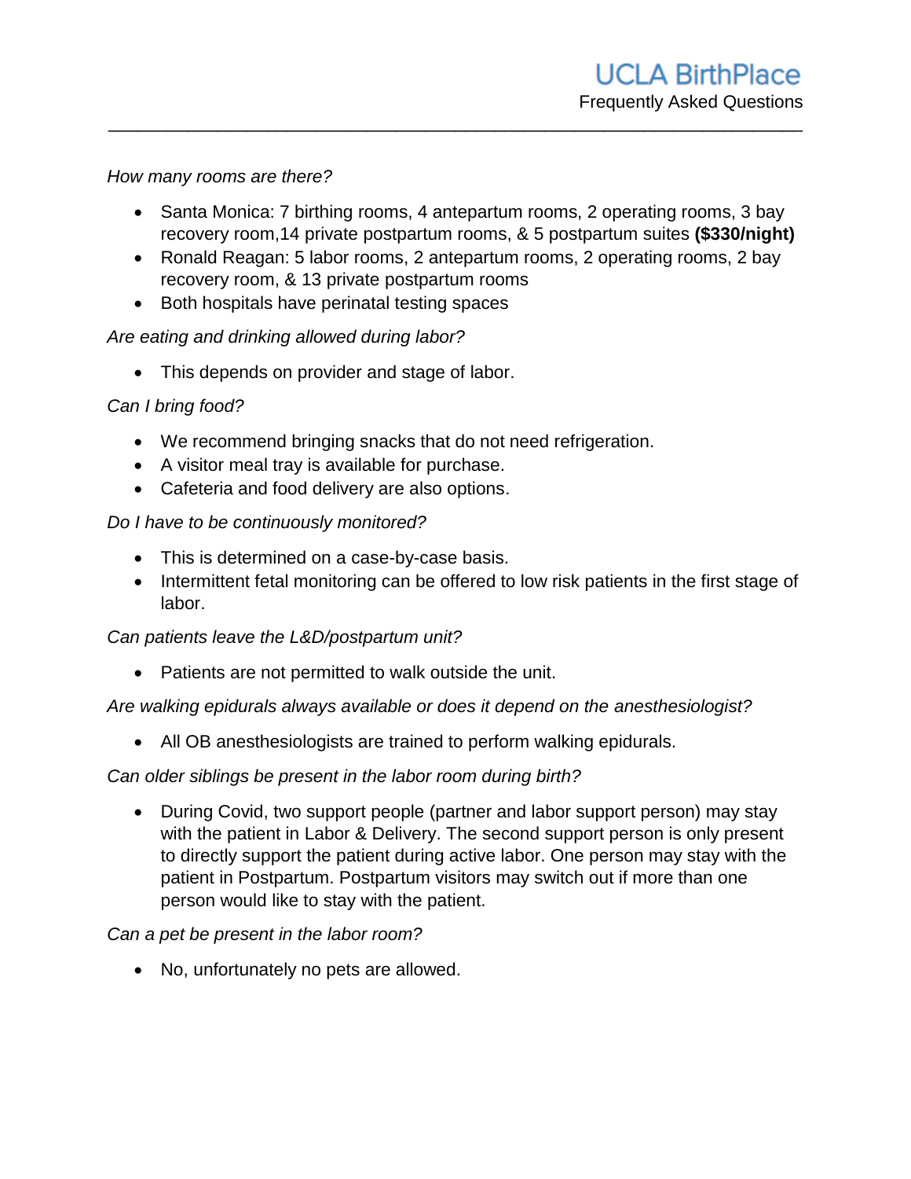# UCLA BirthPlace

Frequently Asked Questions

*How many rooms are there?*

- Santa Monica: 7 birthing rooms, 4 antepartum rooms, 2 operating rooms, 3 bay recovery room,14 private postpartum rooms, & 5 postpartum suites **($330/night)**
- Ronald Reagan: 5 labor rooms, 2 antepartum rooms, 2 operating rooms, 2 bay recovery room, & 13 private postpartum rooms
- Both hospitals have perinatal testing spaces

*Are eating and drinking allowed during labor?*

- This depends on provider and stage of labor.

*Can I bring food?*

- We recommend bringing snacks that do not need refrigeration.
- A visitor meal tray is available for purchase.
- Cafeteria and food delivery are also options.

*Do I have to be continuously monitored?*

- This is determined on a case-by-case basis.
- Intermittent fetal monitoring can be offered to low risk patients in the first stage of labor.

*Can patients leave the L&D/postpartum unit?*

- Patients are not permitted to walk outside the unit.

*Are walking epidurals always available or does it depend on the anesthesiologist?*

- All OB anesthesiologists are trained to perform walking epidurals.

*Can older siblings be present in the labor room during birth?*

- During Covid, two support people (partner and labor support person) may stay with the patient in Labor & Delivery. The second support person is only present to directly support the patient during active labor. One person may stay with the patient in Postpartum. Postpartum visitors may switch out if more than one person would like to stay with the patient.

*Can a pet be present in the labor room?*

- No, unfortunately no pets are allowed.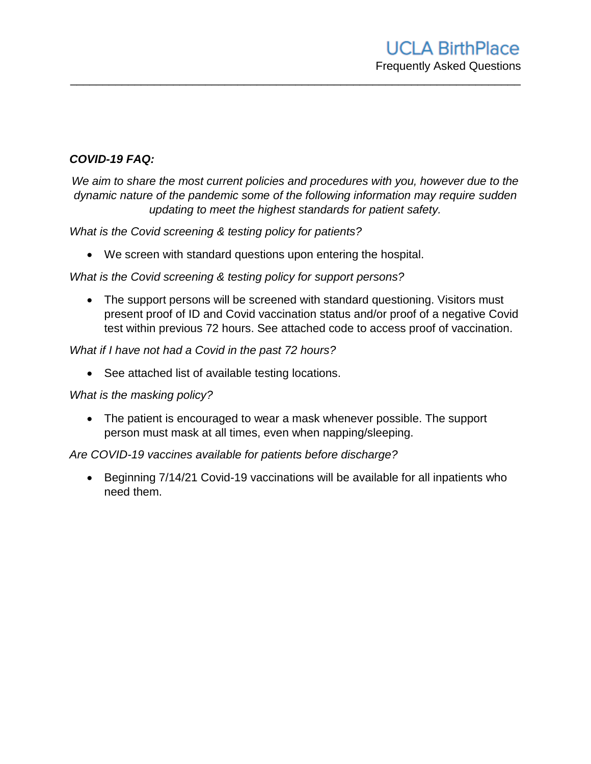***COVID-19 FAQ:***

*We aim to share the most current policies and procedures with you, however due to the dynamic nature of the pandemic some of the following information may require sudden updating to meet the highest standards for patient safety.*

*What is the Covid screening & testing policy for patients?*

- We screen with standard questions upon entering the hospital.

*What is the Covid screening & testing policy for support persons?*

- The support persons will be screened with standard questioning. Visitors must present proof of ID and Covid vaccination status and/or proof of a negative Covid test within previous 72 hours. See attached code to access proof of vaccination.

*What if I have not had a Covid in the past 72 hours?*

- See attached list of available testing locations.

*What is the masking policy?*

- The patient is encouraged to wear a mask whenever possible. The support person must mask at all times, even when napping/sleeping.

*Are COVID-19 vaccines available for patients before discharge?*

- Beginning 7/14/21 Covid-19 vaccinations will be available for all inpatients who need them.